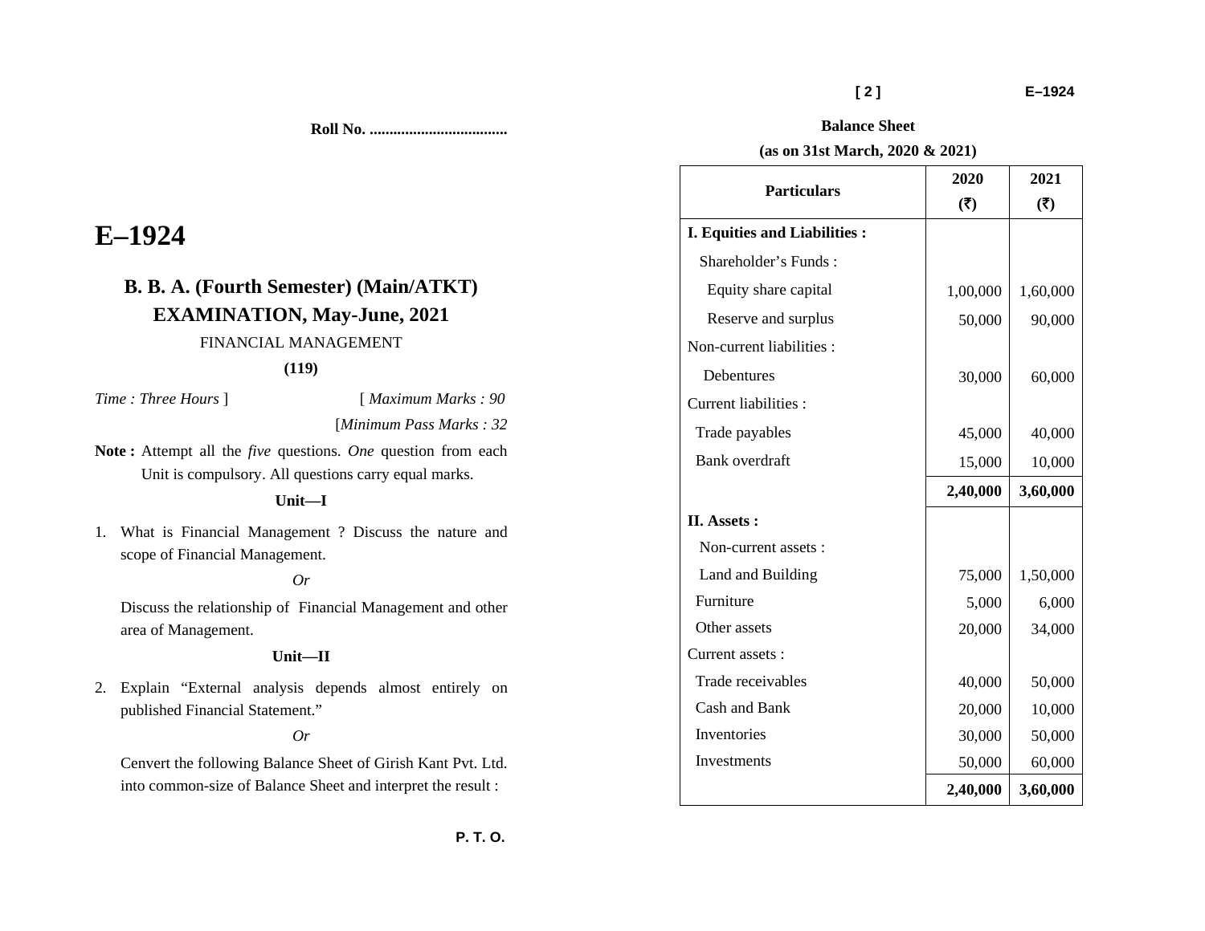Roll No. ..................................

# E–1924

## B. B. A. (Fourth Semester) (Main/ATKT) EXAMINATION, May-June, 2021

FINANCIAL MANAGEMENT

**(119)**

*Time : Three Hours* ] [ *Maximum Marks : 90*

[*Minimum Pass Marks : 32*

**Note :** Attempt all the *five* questions. *One* question from each Unit is compulsory. All questions carry equal marks.

### Unit—I

1. What is Financial Management ? Discuss the nature and scope of Financial Management.

*Or*

Discuss the relationship of Financial Management and other area of Management.

### Unit—II

2. Explain "External analysis depends almost entirely on published Financial Statement."

*Or*

Cenvert the following Balance Sheet of Girish Kant Pvt. Ltd. into common-size of Balance Sheet and interpret the result :

**Balance Sheet**

**(as on 31st March, 2020 & 2021)**

| Particulars | 2020 (₹) | 2021 (₹) |
|---|---|---|
| **I. Equities and Liabilities :** | | |
| Shareholder's Funds : | | |
| Equity share capital | 1,00,000 | 1,60,000 |
| Reserve and surplus | 50,000 | 90,000 |
| Non-current liabilities : | | |
| Debentures | 30,000 | 60,000 |
| Current liabilities : | | |
| Trade payables | 45,000 | 40,000 |
| Bank overdraft | 15,000 | 10,000 |
| | **2,40,000** | **3,60,000** |
| **II. Assets :** | | |
| Non-current assets : | | |
| Land and Building | 75,000 | 1,50,000 |
| Furniture | 5,000 | 6,000 |
| Other assets | 20,000 | 34,000 |
| Current assets : | | |
| Trade receivables | 40,000 | 50,000 |
| Cash and Bank | 20,000 | 10,000 |
| Inventories | 30,000 | 50,000 |
| Investments | 50,000 | 60,000 |
| | **2,40,000** | **3,60,000** |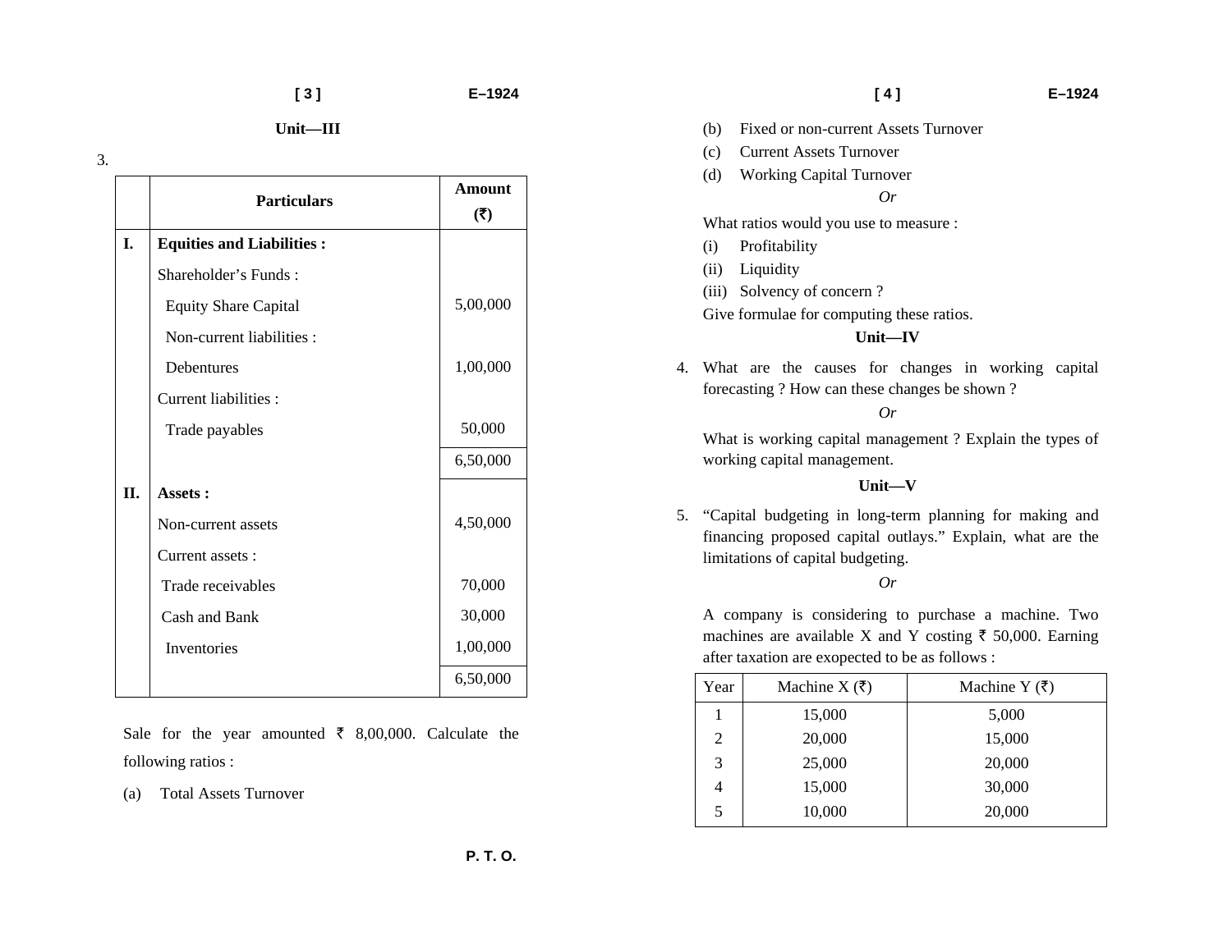## Unit—III

3.

| | Particulars | Amount (₹) |
|---|---|---|
| **I.** | **Equities and Liabilities :** | |
| | Shareholder's Funds : | |
| | Equity Share Capital | 5,00,000 |
| | Non-current liabilities : | |
| | Debentures | 1,00,000 |
| | Current liabilities : | |
| | Trade payables | 50,000 |
| | | 6,50,000 |
| **II.** | **Assets :** | |
| | Non-current assets | 4,50,000 |
| | Current assets : | |
| | Trade receivables | 70,000 |
| | Cash and Bank | 30,000 |
| | Inventories | 1,00,000 |
| | | 6,50,000 |

Sale for the year amounted ₹ 8,00,000. Calculate the following ratios :

(a) Total Assets Turnover

(b) Fixed or non-current Assets Turnover

(c) Current Assets Turnover

(d) Working Capital Turnover

*Or*

What ratios would you use to measure :

(i) Profitability

(ii) Liquidity

(iii) Solvency of concern ?

Give formulae for computing these ratios.

## Unit—IV

4. What are the causes for changes in working capital forecasting ? How can these changes be shown ?

*Or*

What is working capital management ? Explain the types of working capital management.

## Unit—V

5. "Capital budgeting in long-term planning for making and financing proposed capital outlays." Explain, what are the limitations of capital budgeting.

*Or*

A company is considering to purchase a machine. Two machines are available X and Y costing ₹ 50,000. Earning after taxation are exopected to be as follows :

| Year | Machine X (₹) | Machine Y (₹) |
|---|---|---|
| 1 | 15,000 | 5,000 |
| 2 | 20,000 | 15,000 |
| 3 | 25,000 | 20,000 |
| 4 | 15,000 | 30,000 |
| 5 | 10,000 | 20,000 |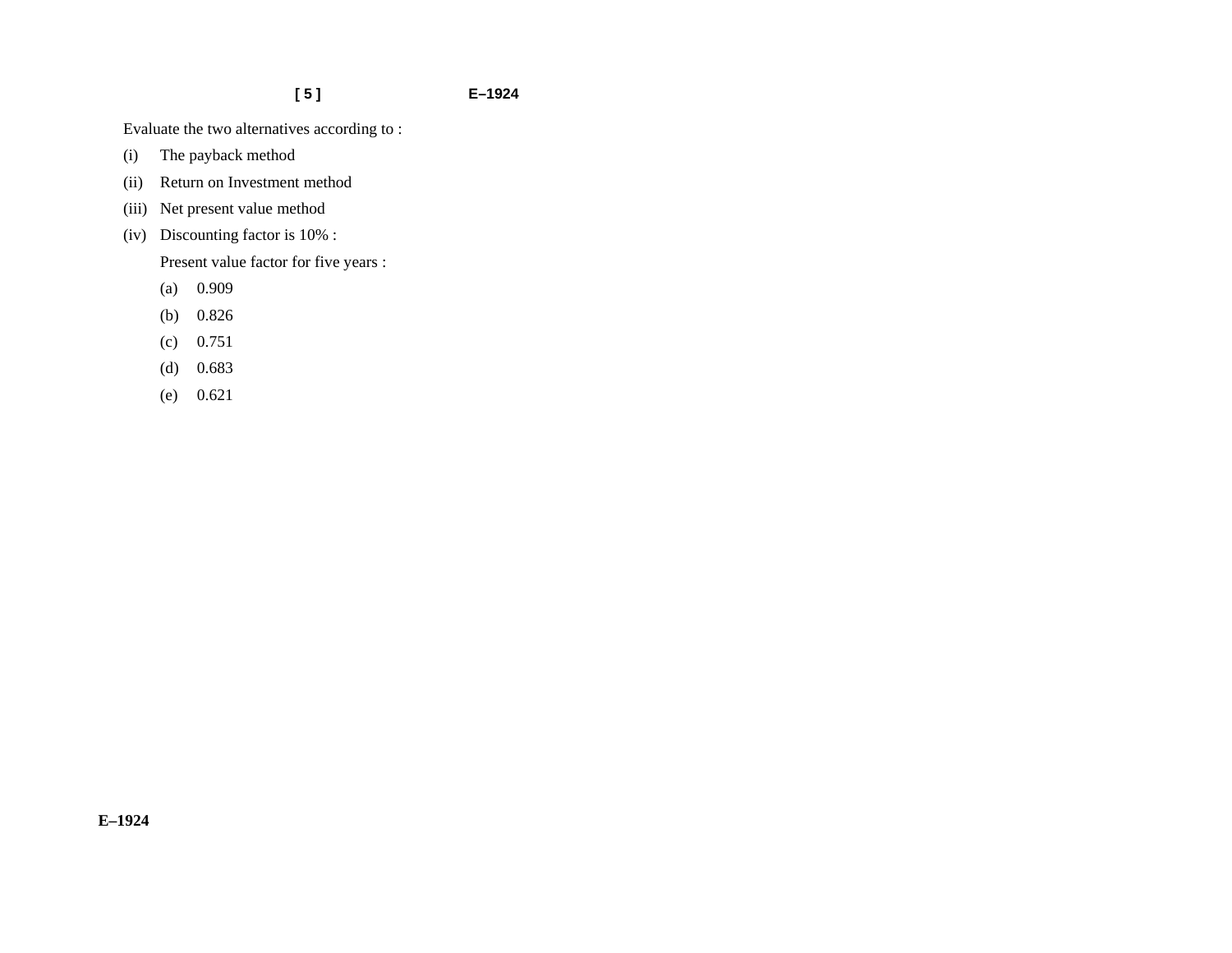Evaluate the two alternatives according to :

(i) The payback method

(ii) Return on Investment method

(iii) Net present value method

(iv) Discounting factor is 10% :

Present value factor for five years :

(a) 0.909

(b) 0.826

(c) 0.751

(d) 0.683

(e) 0.621